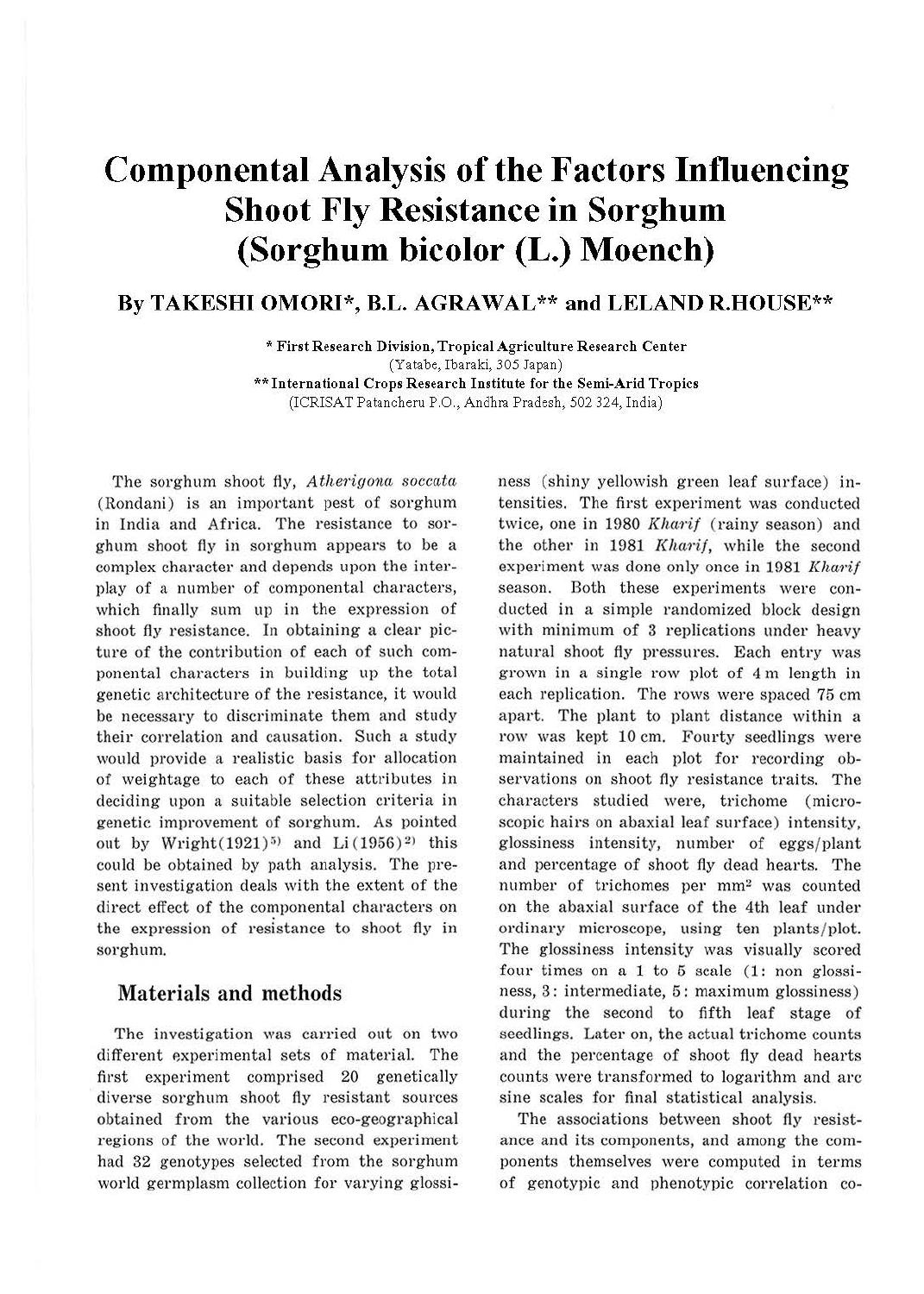# Componental Analysis of the Factors Influencing Shoot Fly Resistance in Sorghum (Sorghum bicolor (L.) Moench)

**By TAKESHI OMORI\*, B.L. AGRAWAL\*\* and LELAND R.HOUSE\*\***

\* **First Research Division, Tropical Agriculture Research Center** (Yatabe, Ibaraki, 305 Japan)

\*\* **International Crops Research Institute for the Semi-Arid Tropics** (ICRISAT Patancheru P.O., Andhra Pradesh, 502 324, India)

The sorghum shoot fly, *Atherigona soccata* (Rondani) is an important pest of sorghum in India and Africa. The resistance to sorghum shoot fly in sorghum appears to be a complex character and depends upon the interplay of a number of componental characters, which finally sum up in the expression of shoot fly resistance. In obtaining a clear picture of the contribution of each of such componental characters in building up the total genetic architecture of the resistance, it would be necessary to discriminate them and study their correlation and causation. Such a study would provide a realistic basis for allocation of weightage to each of these attributes in deciding upon a suitable selection criteria in genetic improvement of sorghum. As pointed out by Wright(1921)[5] and Li(1956)[2] this could be obtained by path analysis. The present investigation deals with the extent of the direct effect of the componental characters on the expression of resistance to shoot fly in sorghum.

## Materials and methods

The investigation was carried out on two different experimental sets of material. The first experiment comprised 20 genetically diverse sorghum shoot fly resistant sources obtained from the various eco-geographical regions of the world. The second experiment had 32 genotypes selected from the sorghum world germplasm collection for varying glossiness (shiny yellowish green leaf surface) intensities. The first experiment was conducted twice, one in 1980 *Kharif* (rainy season) and the other in 1981 *Kharif*, while the second experiment was done only once in 1981 *Kharif* season. Both these experiments were conducted in a simple randomized block design with minimum of 3 replications under heavy natural shoot fly pressures. Each entry was grown in a single row plot of 4 m length in each replication. The rows were spaced 75 cm apart. The plant to plant distance within a row was kept 10 cm. Fourty seedlings were maintained in each plot for recording observations on shoot fly resistance traits. The characters studied were, trichome (microscopic hairs on abaxial leaf surface) intensity, glossiness intensity, number of eggs/plant and percentage of shoot fly dead hearts. The number of trichomes per mm$^2$ was counted on the abaxial surface of the 4th leaf under ordinary microscope, using ten plants/plot. The glossiness intensity was visually scored four times on a 1 to 5 scale (1: non glossiness, 3: intermediate, 5: maximum glossiness) during the second to fifth leaf stage of seedlings. Later on, the actual trichome counts and the percentage of shoot fly dead hearts counts were transformed to logarithm and arc sine scales for final statistical analysis.

The associations between shoot fly resistance and its components, and among the components themselves were computed in terms of genotypic and phenotypic correlation co-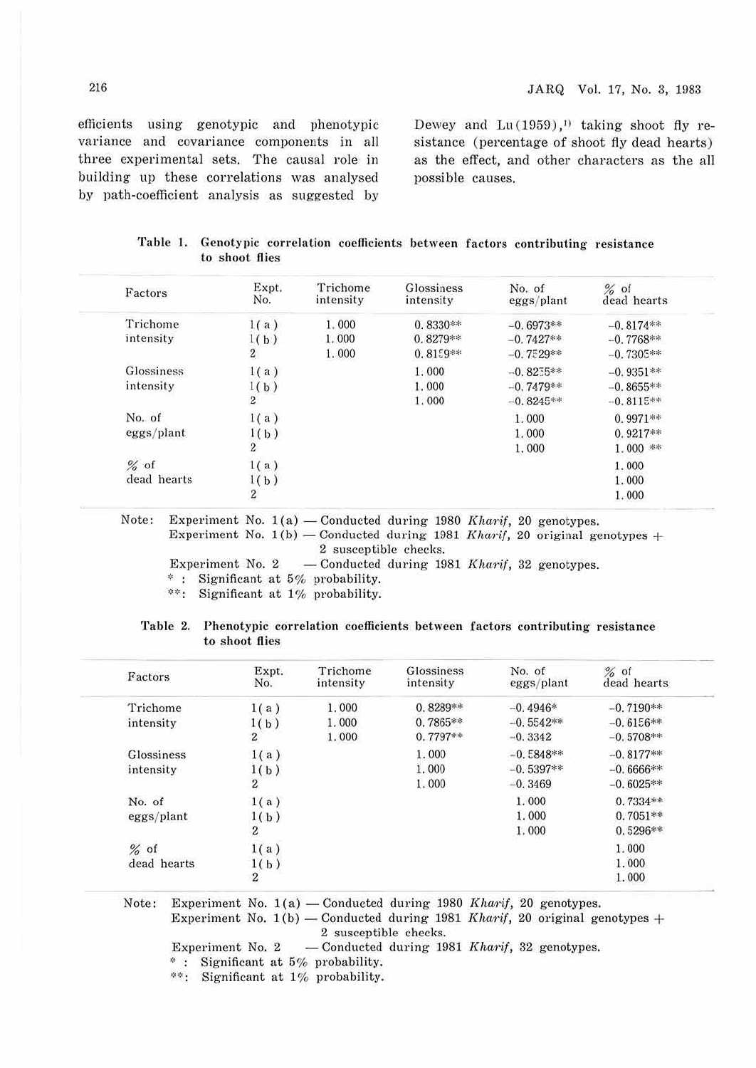efficients using genotypic and phenotypic variance and covariance components in all three experimental sets. The causal role in building up these correlations was analysed by path-coefficient analysis as suggested by Dewey and Lu (1959),[1] taking shoot fly resistance (percentage of shoot fly dead hearts) as the effect, and other characters as the all possible causes.

**Table 1. Genotypic correlation coefficients between factors contributing resistance to shoot flies**

| Factors | Expt. No. | Trichome intensity | Glossiness intensity | No. of eggs/plant | % of dead hearts |
|---|---|---|---|---|---|
| Trichome intensity | 1(a) | 1.000 | 0.8330** | -0.6973** | -0.8174** |
| | 1(b) | 1.000 | 0.8279** | -0.7427** | -0.7768** |
| | 2 | 1.000 | 0.8159** | -0.7529** | -0.7303** |
| Glossiness intensity | 1(a) | | 1.000 | -0.8235** | -0.9351** |
| | 1(b) | | 1.000 | -0.7479** | -0.8655** |
| | 2 | | 1.000 | -0.8245** | -0.8115** |
| No. of eggs/plant | 1(a) | | | 1.000 | 0.9971** |
| | 1(b) | | | 1.000 | 0.9217** |
| | 2 | | | 1.000 | 1.000 ** |
| % of dead hearts | 1(a) | | | | 1.000 |
| | 1(b) | | | | 1.000 |
| | 2 | | | | 1.000 |

Note: Experiment No. 1(a) — Conducted during 1980 *Kharif*, 20 genotypes.
Experiment No. 1(b) — Conducted during 1981 *Kharif*, 20 original genotypes + 2 susceptible checks.
Experiment No. 2 — Conducted during 1981 *Kharif*, 32 genotypes.
* : Significant at 5% probability.
**: Significant at 1% probability.

**Table 2. Phenotypic correlation coefficients between factors contributing resistance to shoot flies**

| Factors | Expt. No. | Trichome intensity | Glossiness intensity | No. of eggs/plant | % of dead hearts |
|---|---|---|---|---|---|
| Trichome intensity | 1(a) | 1.000 | 0.8289** | -0.4946* | -0.7190** |
| | 1(b) | 1.000 | 0.7865** | -0.5542** | -0.6156** |
| | 2 | 1.000 | 0.7797** | -0.3342 | -0.5708** |
| Glossiness intensity | 1(a) | | 1.000 | -0.5848** | -0.8177** |
| | 1(b) | | 1.000 | -0.5397** | -0.6666** |
| | 2 | | 1.000 | -0.3469 | -0.6025** |
| No. of eggs/plant | 1(a) | | | 1.000 | 0.7334** |
| | 1(b) | | | 1.000 | 0.7051** |
| | 2 | | | 1.000 | 0.5296** |
| % of dead hearts | 1(a) | | | | 1.000 |
| | 1(b) | | | | 1.000 |
| | 2 | | | | 1.000 |

Note: Experiment No. 1(a) — Conducted during 1980 *Kharif*, 20 genotypes.
Experiment No. 1(b) — Conducted during 1981 *Kharif*, 20 original genotypes + 2 susceptible checks.
Experiment No. 2 — Conducted during 1981 *Kharif*, 32 genotypes.
* : Significant at 5% probability.
**: Significant at 1% probability.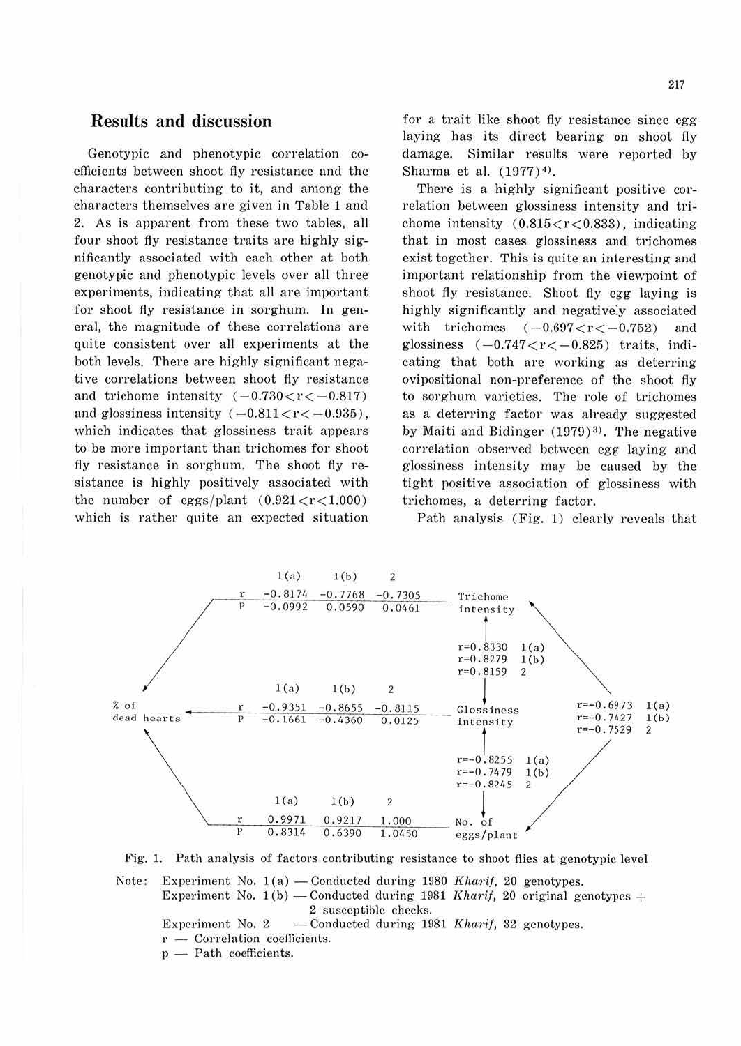## Results and discussion

Genotypic and phenotypic correlation coefficients between shoot fly resistance and the characters contributing to it, and among the characters themselves are given in Table 1 and 2. As is apparent from these two tables, all four shoot fly resistance traits are highly significantly associated with each other at both genotypic and phenotypic levels over all three experiments, indicating that all are important for shoot fly resistance in sorghum. In general, the magnitude of these correlations are quite consistent over all experiments at the both levels. There are highly significant negative correlations between shoot fly resistance and trichome intensity ($-0.730<r<-0.817$) and glossiness intensity ($-0.811<r<-0.935$), which indicates that glossiness trait appears to be more important than trichomes for shoot fly resistance in sorghum. The shoot fly resistance is highly positively associated with the number of eggs/plant ($0.921<r<1.000$) which is rather quite an expected situation for a trait like shoot fly resistance since egg laying has its direct bearing on shoot fly damage. Similar results were reported by Sharma et al. (1977)[4].

There is a highly significant positive correlation between glossiness intensity and trichome intensity ($0.815<r<0.833$), indicating that in most cases glossiness and trichomes exist together. This is quite an interesting and important relationship from the viewpoint of shoot fly resistance. Shoot fly egg laying is highly significantly and negatively associated with trichomes ($-0.697<r<-0.752$) and glossiness ($-0.747<r<-0.825$) traits, indicating that both are working as deterring ovipositional non-preference of the shoot fly to sorghum varieties. The role of trichomes as a deterring factor was already suggested by Maiti and Bidinger (1979)[3]. The negative correlation observed between egg laying and glossiness intensity may be caused by the tight positive association of glossiness with trichomes, a deterring factor.

Path analysis (Fig. 1) clearly reveals that

| Path to % of dead hearts | | 1(a) | 1(b) | 2 |
|---|---|---|---|---|
| Trichome intensity | r | -0.8174 | -0.7768 | -0.7305 |
| | P | -0.0992 | 0.0590 | 0.0461 |
| Glossiness intensity | r | -0.9351 | -0.8655 | -0.8115 |
| | P | -0.1661 | -0.4360 | 0.0125 |
| No. of eggs/plant | r | 0.9971 | 0.9217 | 1.000 |
| | P | 0.8314 | 0.6390 | 1.0450 |

| Correlation | 1(a) | 1(b) | 2 |
|---|---|---|---|
| Trichome intensity – Glossiness intensity | r=0.8330 | r=0.8279 | r=0.8159 |
| Glossiness intensity – No. of eggs/plant | r=-0.8255 | r=-0.7479 | r=-0.8245 |
| Trichome intensity – No. of eggs/plant | r=-0.6973 | r=-0.7427 | r=-0.7529 |

Fig. 1. Path analysis of factors contributing resistance to shoot flies at genotypic level

Note: Experiment No. 1(a) — Conducted during 1980 *Kharif*, 20 genotypes.
Experiment No. 1(b) — Conducted during 1981 *Kharif*, 20 original genotypes + 2 susceptible checks.
Experiment No. 2 — Conducted during 1981 *Kharif*, 32 genotypes.
r — Correlation coefficients.
p — Path coefficients.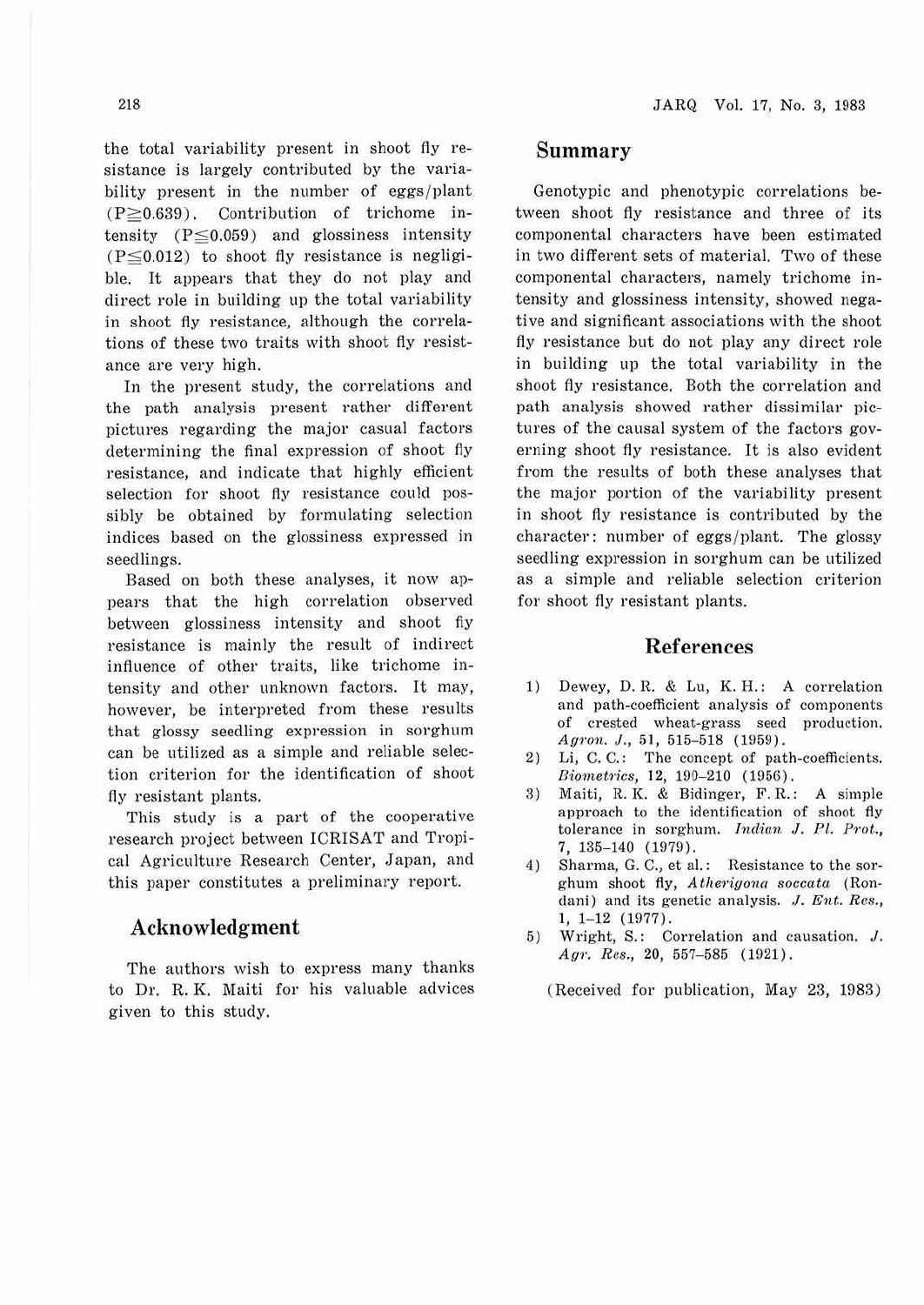the total variability present in shoot fly resistance is largely contributed by the variability present in the number of eggs/plant ($P \geqq 0.639$). Contribution of trichome intensity ($P \leqq 0.059$) and glossiness intensity ($P \leqq 0.012$) to shoot fly resistance is negligible. It appears that they do not play and direct role in building up the total variability in shoot fly resistance, although the correlations of these two traits with shoot fly resistance are very high.

In the present study, the correlations and the path analysis present rather different pictures regarding the major casual factors determining the final expression of shoot fly resistance, and indicate that highly efficient selection for shoot fly resistance could possibly be obtained by formulating selection indices based on the glossiness expressed in seedlings.

Based on both these analyses, it now appears that the high correlation observed between glossiness intensity and shoot fly resistance is mainly the result of indirect influence of other traits, like trichome intensity and other unknown factors. It may, however, be interpreted from these results that glossy seedling expression in sorghum can be utilized as a simple and reliable selection criterion for the identification of shoot fly resistant plants.

This study is a part of the cooperative research project between ICRISAT and Tropical Agriculture Research Center, Japan, and this paper constitutes a preliminary report.

## Acknowledgment

The authors wish to express many thanks to Dr. R. K. Maiti for his valuable advices given to this study.

## Summary

Genotypic and phenotypic correlations between shoot fly resistance and three of its componental characters have been estimated in two different sets of material. Two of these componental characters, namely trichome intensity and glossiness intensity, showed negative and significant associations with the shoot fly resistance but do not play any direct role in building up the total variability in the shoot fly resistance. Both the correlation and path analysis showed rather dissimilar pictures of the causal system of the factors governing shoot fly resistance. It is also evident from the results of both these analyses that the major portion of the variability present in shoot fly resistance is contributed by the character: number of eggs/plant. The glossy seedling expression in sorghum can be utilized as a simple and reliable selection criterion for shoot fly resistant plants.

## References

1) Dewey, D. R. & Lu, K. H.: A correlation and path-coefficient analysis of components of crested wheat-grass seed production. *Agron. J.*, 51, 515–518 (1959).
2) Li, C. C.: The concept of path-coefficients. *Biometrics*, 12, 190–210 (1956).
3) Maiti, R. K. & Bidinger, F. R.: A simple approach to the identification of shoot fly tolerance in sorghum. *Indian J. Pl. Prot.*, 7, 135–140 (1979).
4) Sharma, G. C., et al.: Resistance to the sorghum shoot fly, *Atherigona soccata* (Rondani) and its genetic analysis. *J. Ent. Res.*, 1, 1–12 (1977).
5) Wright, S.: Correlation and causation. *J. Agr. Res.*, 20, 557–585 (1921).

(Received for publication, May 23, 1983)